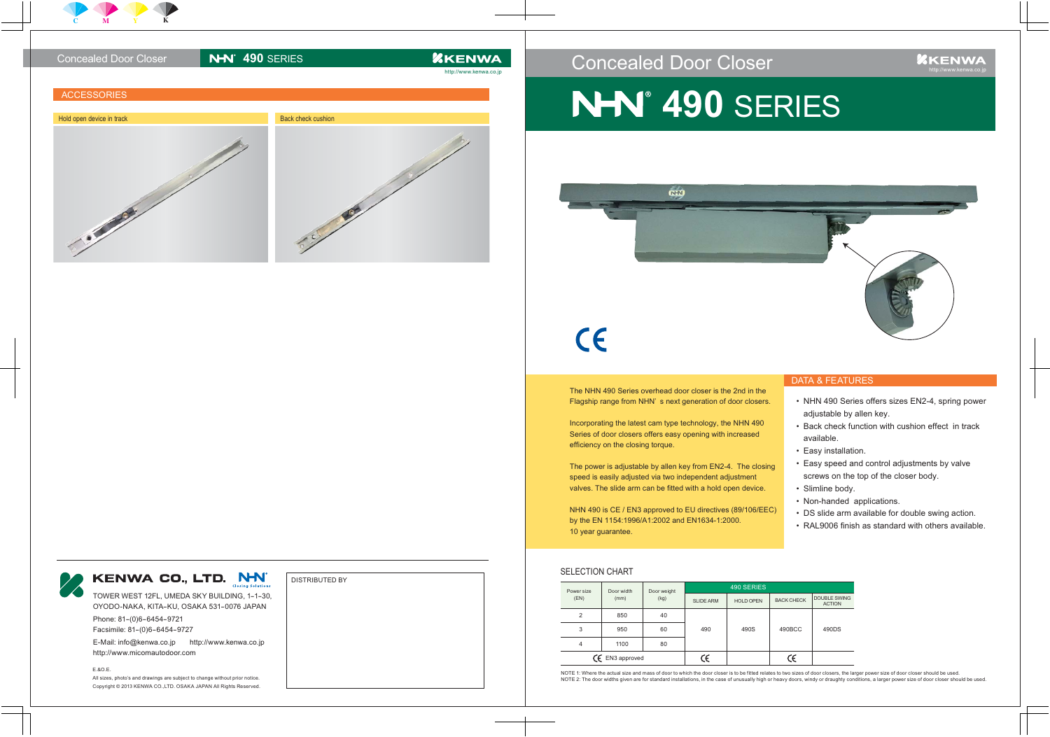# Concealed Door Closer

# NHN® 490 SERIES

KENWA
http://www.kenwa.co.jp

The NHN 490 Series overhead door closer is the 2nd in the Flagship range from NHN' s next generation of door closers.

Incorporating the latest cam type technology, the NHN 490 Series of door closers offers easy opening with increased efficiency on the closing torque.

The power is adjustable by allen key from EN2-4. The closing speed is easily adjusted via two independent adjustment valves. The slide arm can be fitted with a hold open device.

NHN 490 is CE / EN3 approved to EU directives (89/106/EEC) by the EN 1154:1996/A1:2002 and EN1634-1:2000.
10 year guarantee.

## DATA & FEATURES

- NHN 490 Series offers sizes EN2-4, spring power adjustable by allen key.
- Back check function with cushion effect in track available.
- Easy installation.
- Easy speed and control adjustments by valve screws on the top of the closer body.
- Slimline body.
- Non-handed applications.
- DS slide arm available for double swing action.
- RAL9006 finish as standard with others available.

## SELECTION CHART

| Power size (EN) | Door width (mm) | Door weight (kg) | 490 SERIES | | | |
|---|---|---|---|---|---|---|
| | | | SLIDE ARM | HOLD OPEN | BACK CHECK | DOUBLE SWING ACTION |
| 2 | 850 | 40 | 490 | 490S | 490BCC | 490DS |
| 3 | 950 | 60 | | | | |
| 4 | 1100 | 80 | | | | |
| CE EN3 approved | | | CE | | CE | |

NOTE 1: Where the actual size and mass of door to which the door closer is to be fitted relates to two sizes of door closers, the larger power size of door closer should be used.
NOTE 2: The door widths given are for standard installations, in the case of unusually high or heavy doors, windy or draughty conditions, a larger power size of door closer should be used.

---

Concealed Door Closer — NHN® 490 SERIES

## ACCESSORIES

Hold open device in track

Back check cushion

---

**KENWA CO., LTD.** NHN® Closing Solutions

TOWER WEST 12FL, UMEDA SKY BUILDING, 1-1-30, OYODO-NAKA, KITA-KU, OSAKA 531-0076 JAPAN

Phone: 81-(0)6-6454-9721
Facsimile: 81-(0)6-6454-9727

E-Mail: info@kenwa.co.jp http://www.kenwa.co.jp
http://www.micomautodoor.com

E.&O.E.
All sizes, photo's and drawings are subject to change without prior notice.
Copyright © 2013 KENWA CO.,LTD. OSAKA JAPAN All Rights Reserved.

DISTRIBUTED BY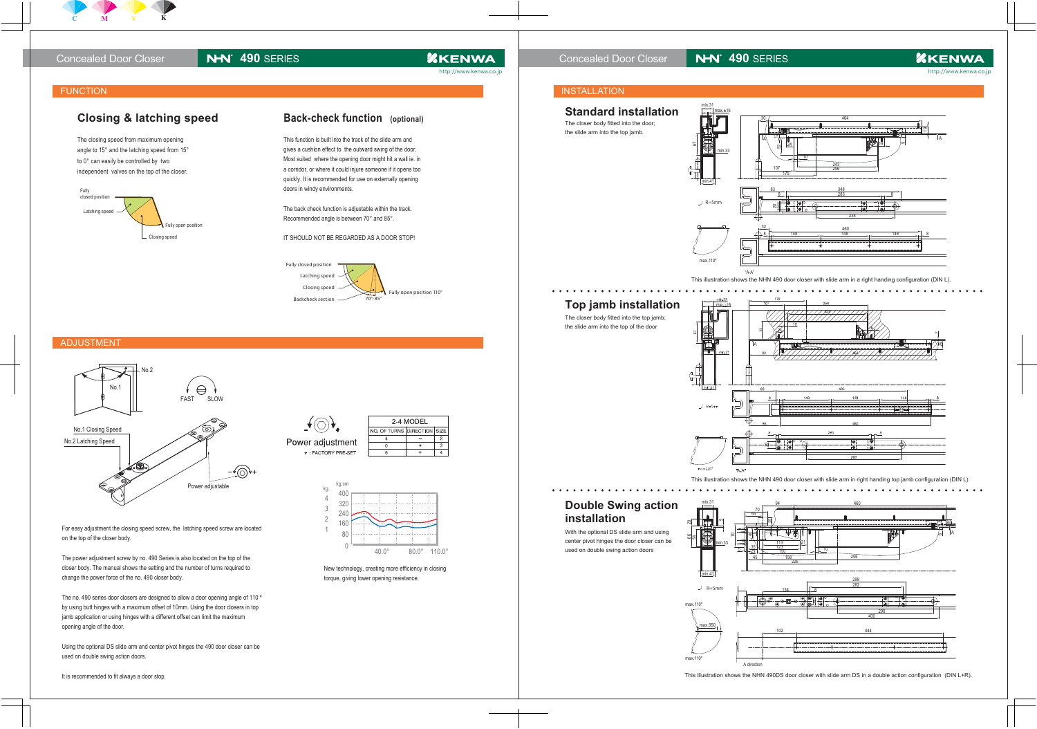# Concealed Door Closer — NHN 490 SERIES

KENWA
http://www.kenwa.co.jp

## FUNCTION

### Closing & latching speed

The closing speed from maximum opening angle to 15° and the latching speed from 15° to 0° can easily be controlled by two independent valves on the top of the closer.

Fully closed position
Latching speed
Fully open position
Closing speed

### Back-check function (optional)

This function is built into the track of the slide arm and gives a cushion effect to the outward swing of the door. Most suited where the opening door might hit a wall ie. in a corridor, or where it could injure someone if it opens too quickly. It is recommended for use on externally opening doors in windy environments.

The back check function is adjustable within the track. Recommended angle is between 70° and 85°.

IT SHOULD NOT BE REGARDED AS A DOOR STOP!

Fully closed position
Latching speed
Closing speed
Backcheck section
70°-85°
Fully open position 110°

## ADJUSTMENT

No.2
No.1
FAST SLOW
No.1 Closing Speed
No.2 Latching Speed
Power adjustable

Power adjustment
＊: FACTORY PRE-SET

| 2-4 MODEL | | |
|---|---|---|
| NO. OF TURNS | DIRECTION | SIZE |
| 4 | - | 2 |
| 0 | ＊ | 3 |
| 6 | + | 4 |

kg. kg.cm
4 400
3 320
2 240
1 160
80
0
40.0° 80.0° 110.0°

New technology, creating more efficiency in closing torque, giving lower opening resistance.

For easy adjustment the closing speed screw, the latching speed screw are located on the top of the closer body.

The power adjustment screw by no. 490 Series is also located on the top of the closer body. The manual shows the setting and the number of turns required to change the power force of the no. 490 closer body.

The no. 490 series door closers are designed to allow a door opening angle of 110 ° by using butt hinges with a maximum offset of 10mm. Using the door closers in top jamb application or using hinges with a different offset can limit the maximum opening angle of the door.

Using the optional DS slide arm and center pivot hinges the 490 door closer can be used on double swing action doors.

It is recommended to fit always a door stop.

## INSTALLATION

### Standard installation

The closer body fitted into the door;
the slide arm into the top jamb.

This illustration shows the NHN 490 door closer with slide arm in a right handing configuration (DIN L).

### Top jamb installation

The closer body fitted into the top jamb;
the slide arm into the top of the door

This illustration shows the NHN 490 door closer with slide arm in right handing top jamb configuration (DIN L).

### Double Swing action installation

With the optional DS slide arm and using center pivot hinges the door closer can be used on double swing action doors.

This illustration shows the NHN 490DS door closer with slide arm DS in a double action configuration (DIN L+R).